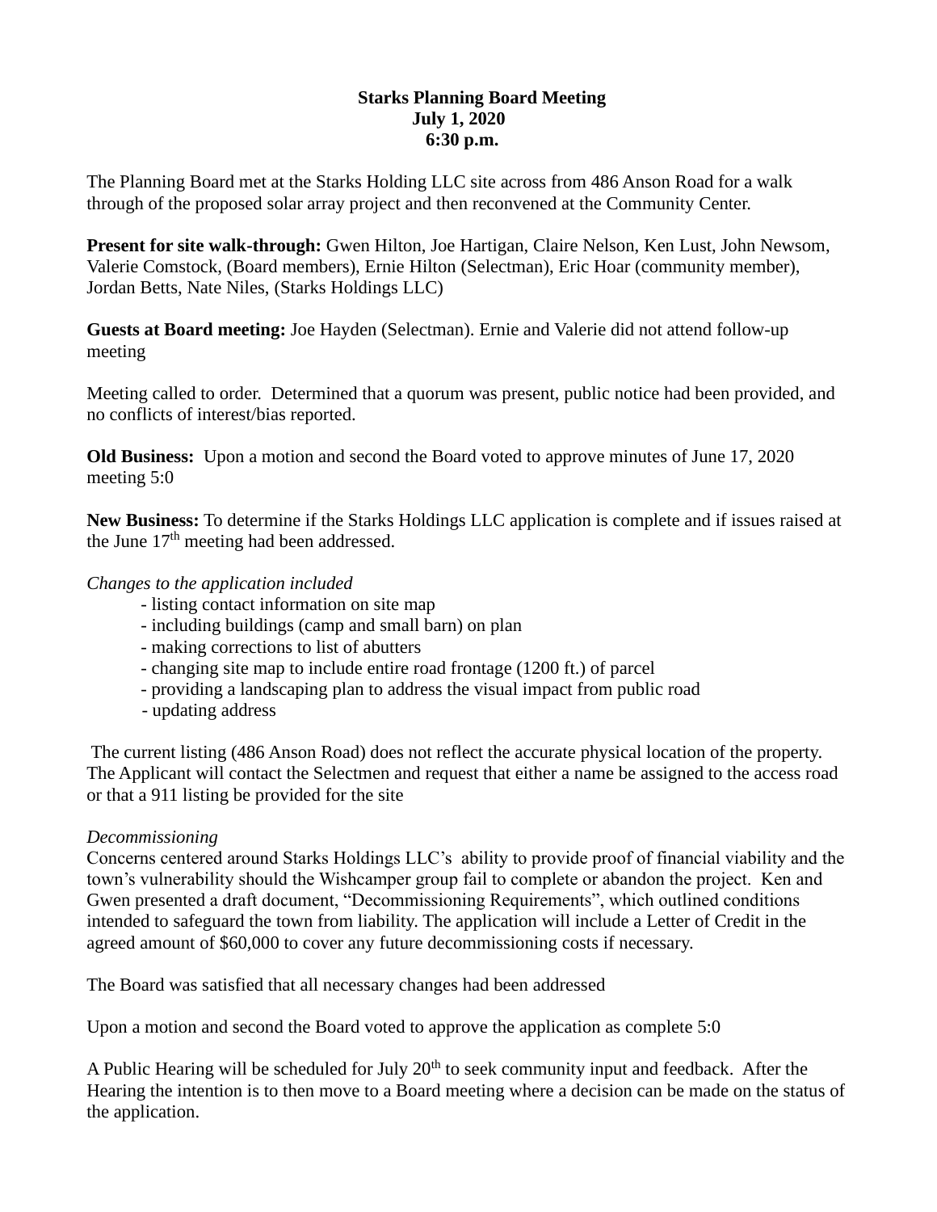**Starks Planning Board Meeting**
**July 1, 2020**
**6:30 p.m.**

The Planning Board met at the Starks Holding LLC site across from 486 Anson Road for a walk through of the proposed solar array project and then reconvened at the Community Center.

**Present for site walk-through:** Gwen Hilton, Joe Hartigan, Claire Nelson, Ken Lust, John Newsom, Valerie Comstock, (Board members), Ernie Hilton (Selectman), Eric Hoar (community member), Jordan Betts, Nate Niles, (Starks Holdings LLC)

**Guests at Board meeting:** Joe Hayden (Selectman). Ernie and Valerie did not attend follow-up meeting

Meeting called to order. Determined that a quorum was present, public notice had been provided, and no conflicts of interest/bias reported.

**Old Business:** Upon a motion and second the Board voted to approve minutes of June 17, 2020 meeting 5:0

**New Business:** To determine if the Starks Holdings LLC application is complete and if issues raised at the June 17th meeting had been addressed.

*Changes to the application included*

- listing contact information on site map
- including buildings (camp and small barn) on plan
- making corrections to list of abutters
- changing site map to include entire road frontage (1200 ft.) of parcel
- providing a landscaping plan to address the visual impact from public road
- updating address

The current listing (486 Anson Road) does not reflect the accurate physical location of the property. The Applicant will contact the Selectmen and request that either a name be assigned to the access road or that a 911 listing be provided for the site

*Decommissioning*

Concerns centered around Starks Holdings LLC's ability to provide proof of financial viability and the town's vulnerability should the Wishcamper group fail to complete or abandon the project. Ken and Gwen presented a draft document, "Decommissioning Requirements", which outlined conditions intended to safeguard the town from liability. The application will include a Letter of Credit in the agreed amount of $60,000 to cover any future decommissioning costs if necessary.

The Board was satisfied that all necessary changes had been addressed

Upon a motion and second the Board voted to approve the application as complete 5:0

A Public Hearing will be scheduled for July 20th to seek community input and feedback. After the Hearing the intention is to then move to a Board meeting where a decision can be made on the status of the application.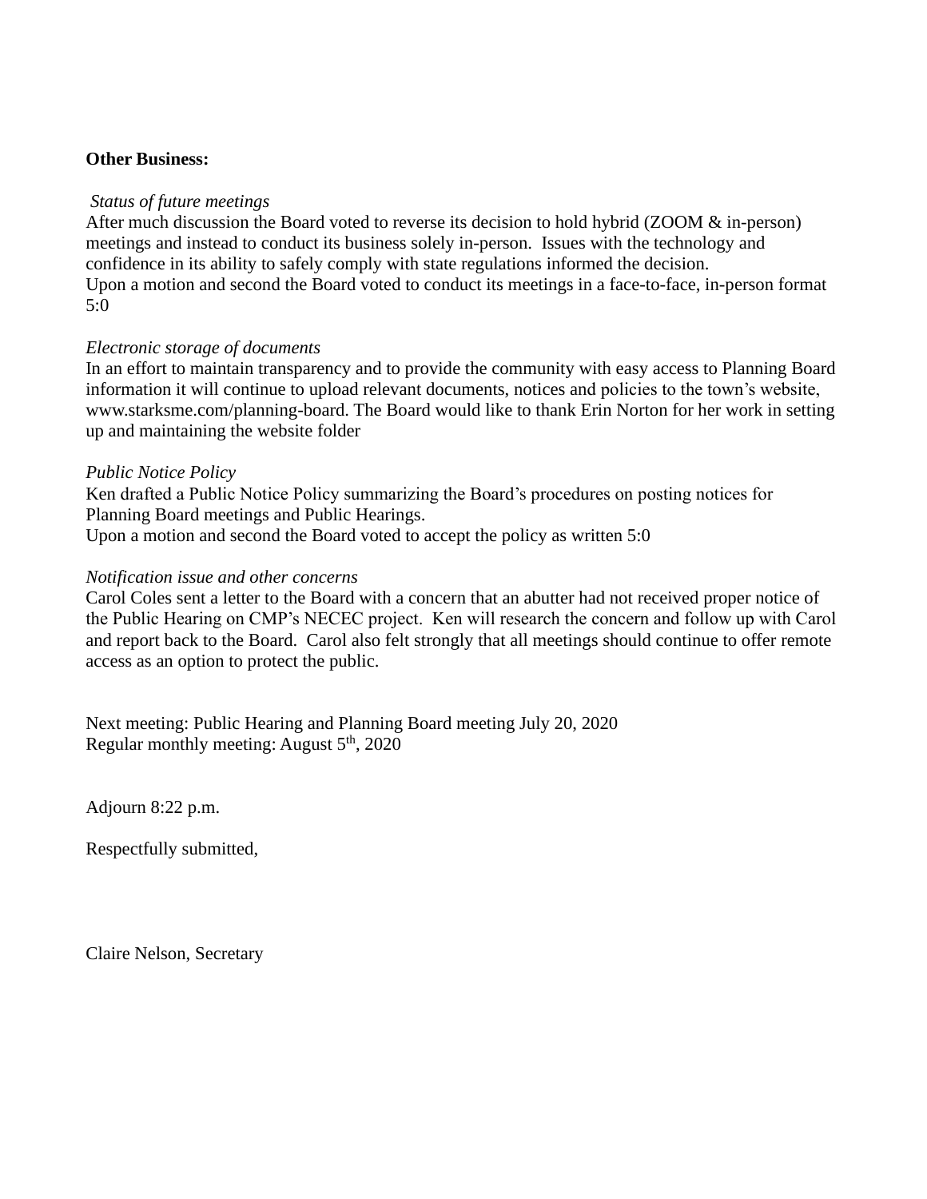**Other Business:**

*Status of future meetings*

After much discussion the Board voted to reverse its decision to hold hybrid (ZOOM & in-person) meetings and instead to conduct its business solely in-person. Issues with the technology and confidence in its ability to safely comply with state regulations informed the decision.
Upon a motion and second the Board voted to conduct its meetings in a face-to-face, in-person format 5:0

*Electronic storage of documents*

In an effort to maintain transparency and to provide the community with easy access to Planning Board information it will continue to upload relevant documents, notices and policies to the town's website, www.starksme.com/planning-board. The Board would like to thank Erin Norton for her work in setting up and maintaining the website folder

*Public Notice Policy*

Ken drafted a Public Notice Policy summarizing the Board's procedures on posting notices for Planning Board meetings and Public Hearings.
Upon a motion and second the Board voted to accept the policy as written 5:0

*Notification issue and other concerns*

Carol Coles sent a letter to the Board with a concern that an abutter had not received proper notice of the Public Hearing on CMP's NECEC project. Ken will research the concern and follow up with Carol and report back to the Board. Carol also felt strongly that all meetings should continue to offer remote access as an option to protect the public.

Next meeting: Public Hearing and Planning Board meeting July 20, 2020
Regular monthly meeting: August 5th, 2020

Adjourn 8:22 p.m.

Respectfully submitted,

Claire Nelson, Secretary